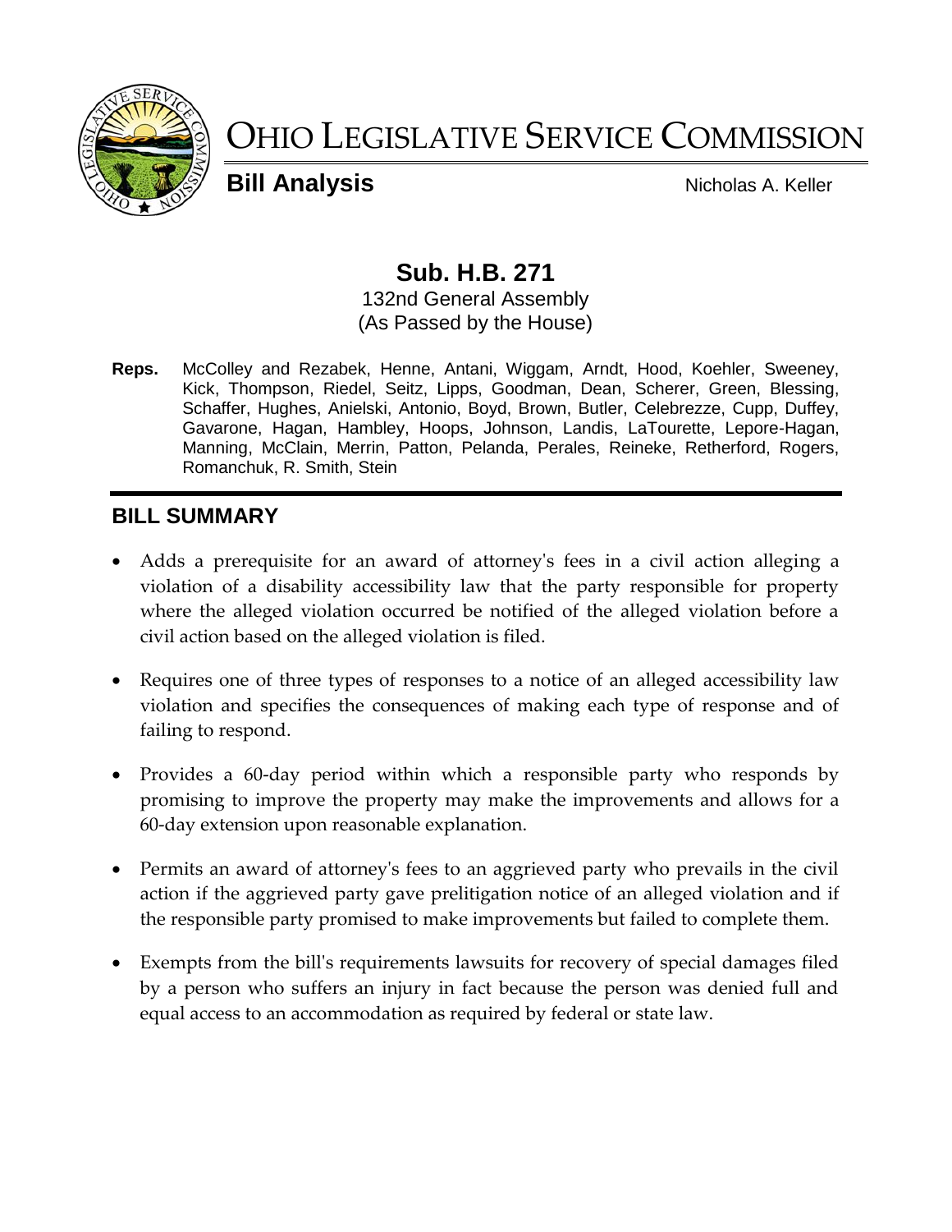# OHIO LEGISLATIVE SERVICE COMMISSION

**Bill Analysis** Nicholas A. Keller

## Sub. H.B. 271

132nd General Assembly
(As Passed by the House)

**Reps.** McColley and Rezabek, Henne, Antani, Wiggam, Arndt, Hood, Koehler, Sweeney, Kick, Thompson, Riedel, Seitz, Lipps, Goodman, Dean, Scherer, Green, Blessing, Schaffer, Hughes, Anielski, Antonio, Boyd, Brown, Butler, Celebrezze, Cupp, Duffey, Gavarone, Hagan, Hambley, Hoops, Johnson, Landis, LaTourette, Lepore-Hagan, Manning, McClain, Merrin, Patton, Pelanda, Perales, Reineke, Retherford, Rogers, Romanchuk, R. Smith, Stein

## BILL SUMMARY

- Adds a prerequisite for an award of attorney's fees in a civil action alleging a violation of a disability accessibility law that the party responsible for property where the alleged violation occurred be notified of the alleged violation before a civil action based on the alleged violation is filed.
- Requires one of three types of responses to a notice of an alleged accessibility law violation and specifies the consequences of making each type of response and of failing to respond.
- Provides a 60-day period within which a responsible party who responds by promising to improve the property may make the improvements and allows for a 60-day extension upon reasonable explanation.
- Permits an award of attorney's fees to an aggrieved party who prevails in the civil action if the aggrieved party gave prelitigation notice of an alleged violation and if the responsible party promised to make improvements but failed to complete them.
- Exempts from the bill's requirements lawsuits for recovery of special damages filed by a person who suffers an injury in fact because the person was denied full and equal access to an accommodation as required by federal or state law.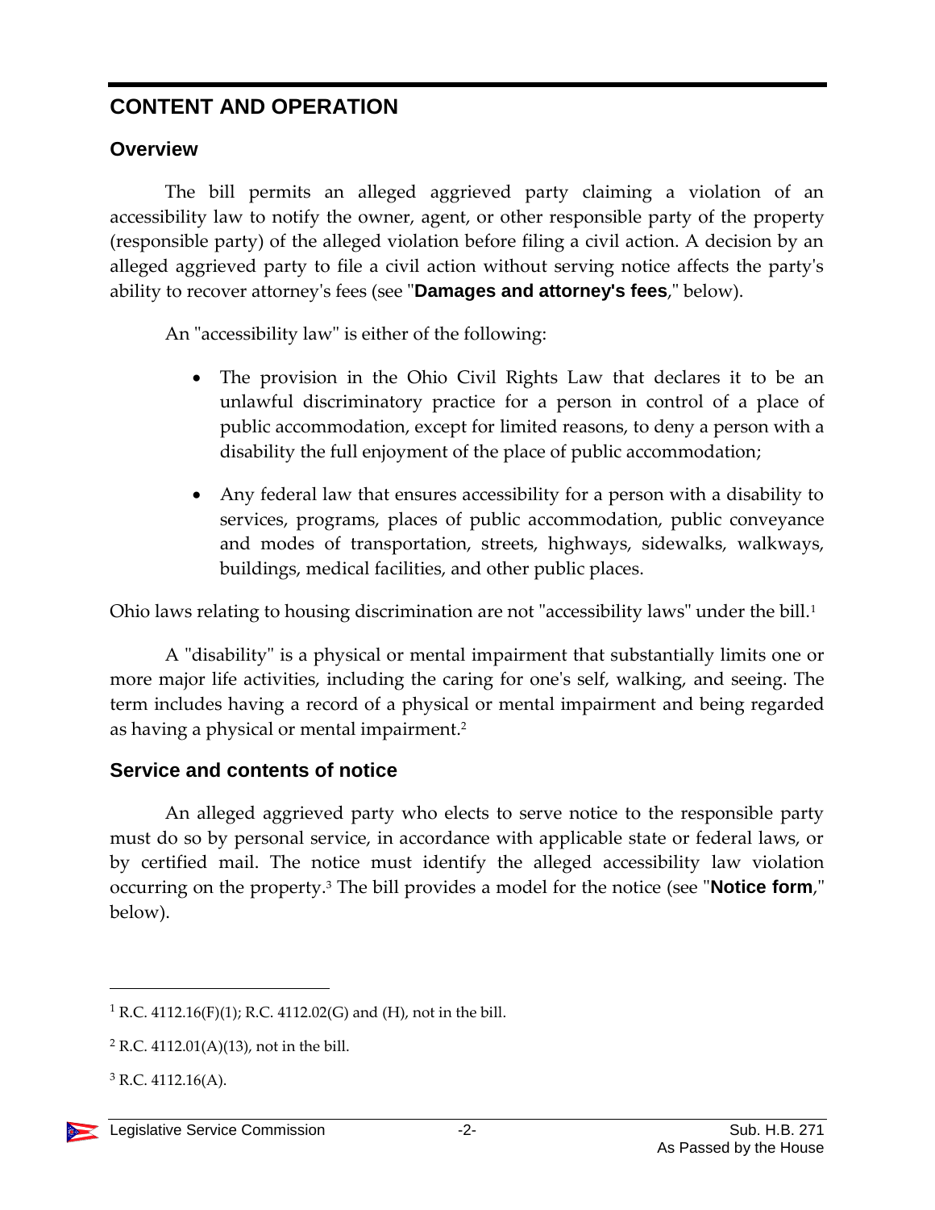# CONTENT AND OPERATION

## Overview

The bill permits an alleged aggrieved party claiming a violation of an accessibility law to notify the owner, agent, or other responsible party of the property (responsible party) of the alleged violation before filing a civil action. A decision by an alleged aggrieved party to file a civil action without serving notice affects the party's ability to recover attorney's fees (see "**Damages and attorney's fees**," below).

An "accessibility law" is either of the following:

- The provision in the Ohio Civil Rights Law that declares it to be an unlawful discriminatory practice for a person in control of a place of public accommodation, except for limited reasons, to deny a person with a disability the full enjoyment of the place of public accommodation;
- Any federal law that ensures accessibility for a person with a disability to services, programs, places of public accommodation, public conveyance and modes of transportation, streets, highways, sidewalks, walkways, buildings, medical facilities, and other public places.

Ohio laws relating to housing discrimination are not "accessibility laws" under the bill.[1]

A "disability" is a physical or mental impairment that substantially limits one or more major life activities, including the caring for one's self, walking, and seeing. The term includes having a record of a physical or mental impairment and being regarded as having a physical or mental impairment.[2]

## Service and contents of notice

An alleged aggrieved party who elects to serve notice to the responsible party must do so by personal service, in accordance with applicable state or federal laws, or by certified mail. The notice must identify the alleged accessibility law violation occurring on the property.[3] The bill provides a model for the notice (see "**Notice form**," below).

---

[1] R.C. 4112.16(F)(1); R.C. 4112.02(G) and (H), not in the bill.

[2] R.C. 4112.01(A)(13), not in the bill.

[3] R.C. 4112.16(A).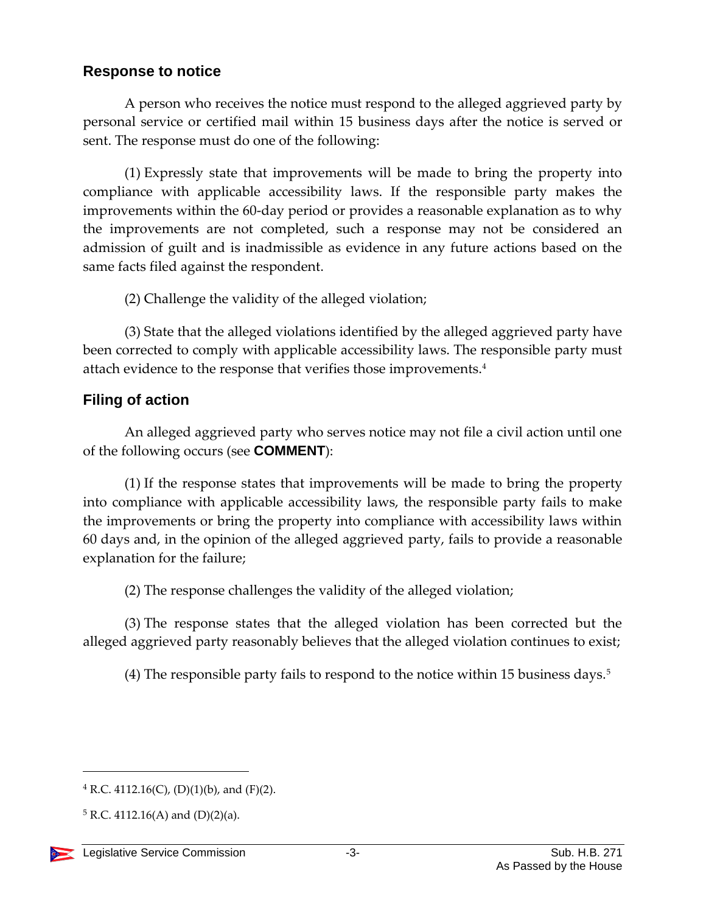## Response to notice

A person who receives the notice must respond to the alleged aggrieved party by personal service or certified mail within 15 business days after the notice is served or sent. The response must do one of the following:

(1) Expressly state that improvements will be made to bring the property into compliance with applicable accessibility laws. If the responsible party makes the improvements within the 60-day period or provides a reasonable explanation as to why the improvements are not completed, such a response may not be considered an admission of guilt and is inadmissible as evidence in any future actions based on the same facts filed against the respondent.

(2) Challenge the validity of the alleged violation;

(3) State that the alleged violations identified by the alleged aggrieved party have been corrected to comply with applicable accessibility laws. The responsible party must attach evidence to the response that verifies those improvements.[4]

## Filing of action

An alleged aggrieved party who serves notice may not file a civil action until one of the following occurs (see **COMMENT**):

(1) If the response states that improvements will be made to bring the property into compliance with applicable accessibility laws, the responsible party fails to make the improvements or bring the property into compliance with accessibility laws within 60 days and, in the opinion of the alleged aggrieved party, fails to provide a reasonable explanation for the failure;

(2) The response challenges the validity of the alleged violation;

(3) The response states that the alleged violation has been corrected but the alleged aggrieved party reasonably believes that the alleged violation continues to exist;

(4) The responsible party fails to respond to the notice within 15 business days.[5]

---

[4] R.C. 4112.16(C), (D)(1)(b), and (F)(2).

[5] R.C. 4112.16(A) and (D)(2)(a).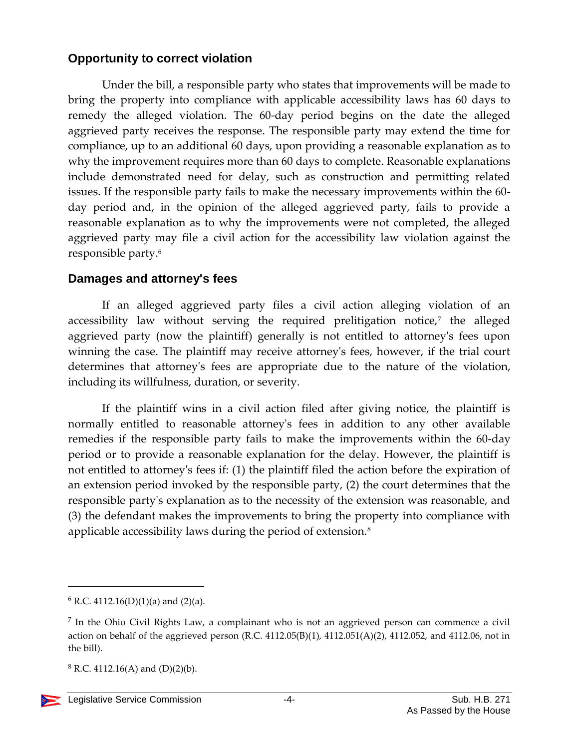## Opportunity to correct violation

Under the bill, a responsible party who states that improvements will be made to bring the property into compliance with applicable accessibility laws has 60 days to remedy the alleged violation. The 60-day period begins on the date the alleged aggrieved party receives the response. The responsible party may extend the time for compliance, up to an additional 60 days, upon providing a reasonable explanation as to why the improvement requires more than 60 days to complete. Reasonable explanations include demonstrated need for delay, such as construction and permitting related issues. If the responsible party fails to make the necessary improvements within the 60-day period and, in the opinion of the alleged aggrieved party, fails to provide a reasonable explanation as to why the improvements were not completed, the alleged aggrieved party may file a civil action for the accessibility law violation against the responsible party.[6]

## Damages and attorney's fees

If an alleged aggrieved party files a civil action alleging violation of an accessibility law without serving the required prelitigation notice,[7] the alleged aggrieved party (now the plaintiff) generally is not entitled to attorney's fees upon winning the case. The plaintiff may receive attorney's fees, however, if the trial court determines that attorney's fees are appropriate due to the nature of the violation, including its willfulness, duration, or severity.

If the plaintiff wins in a civil action filed after giving notice, the plaintiff is normally entitled to reasonable attorney's fees in addition to any other available remedies if the responsible party fails to make the improvements within the 60-day period or to provide a reasonable explanation for the delay. However, the plaintiff is not entitled to attorney's fees if: (1) the plaintiff filed the action before the expiration of an extension period invoked by the responsible party, (2) the court determines that the responsible party's explanation as to the necessity of the extension was reasonable, and (3) the defendant makes the improvements to bring the property into compliance with applicable accessibility laws during the period of extension.[8]

---

[6] R.C. 4112.16(D)(1)(a) and (2)(a).

[7] In the Ohio Civil Rights Law, a complainant who is not an aggrieved person can commence a civil action on behalf of the aggrieved person (R.C. 4112.05(B)(1), 4112.051(A)(2), 4112.052, and 4112.06, not in the bill).

[8] R.C. 4112.16(A) and (D)(2)(b).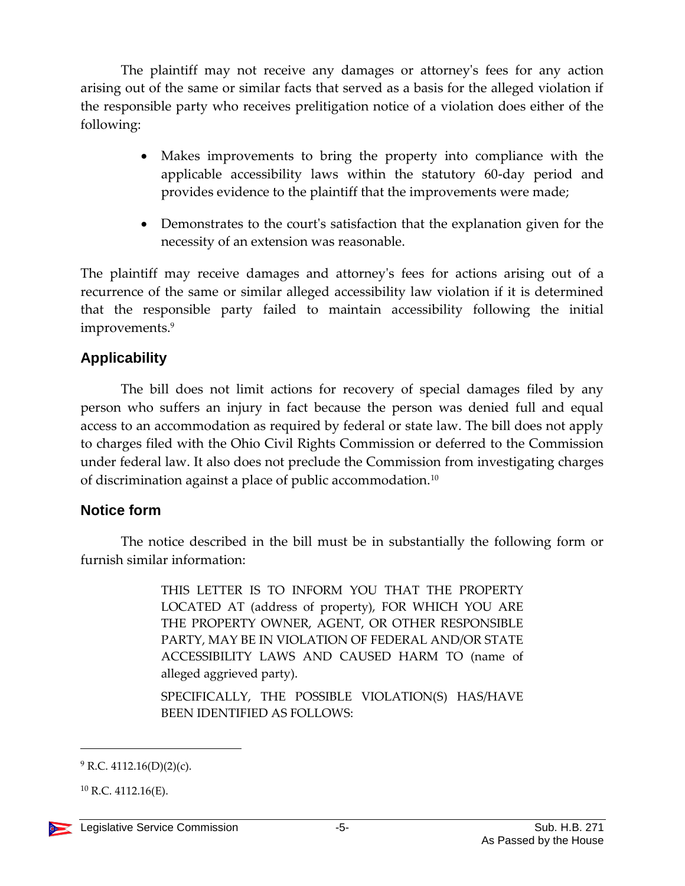The plaintiff may not receive any damages or attorney's fees for any action arising out of the same or similar facts that served as a basis for the alleged violation if the responsible party who receives prelitigation notice of a violation does either of the following:

- Makes improvements to bring the property into compliance with the applicable accessibility laws within the statutory 60-day period and provides evidence to the plaintiff that the improvements were made;
- Demonstrates to the court's satisfaction that the explanation given for the necessity of an extension was reasonable.

The plaintiff may receive damages and attorney's fees for actions arising out of a recurrence of the same or similar alleged accessibility law violation if it is determined that the responsible party failed to maintain accessibility following the initial improvements.[9]

## Applicability

The bill does not limit actions for recovery of special damages filed by any person who suffers an injury in fact because the person was denied full and equal access to an accommodation as required by federal or state law. The bill does not apply to charges filed with the Ohio Civil Rights Commission or deferred to the Commission under federal law. It also does not preclude the Commission from investigating charges of discrimination against a place of public accommodation.[10]

## Notice form

The notice described in the bill must be in substantially the following form or furnish similar information:

> THIS LETTER IS TO INFORM YOU THAT THE PROPERTY LOCATED AT (address of property), FOR WHICH YOU ARE THE PROPERTY OWNER, AGENT, OR OTHER RESPONSIBLE PARTY, MAY BE IN VIOLATION OF FEDERAL AND/OR STATE ACCESSIBILITY LAWS AND CAUSED HARM TO (name of alleged aggrieved party).
>
> SPECIFICALLY, THE POSSIBLE VIOLATION(S) HAS/HAVE BEEN IDENTIFIED AS FOLLOWS:

---

[9] R.C. 4112.16(D)(2)(c).

[10] R.C. 4112.16(E).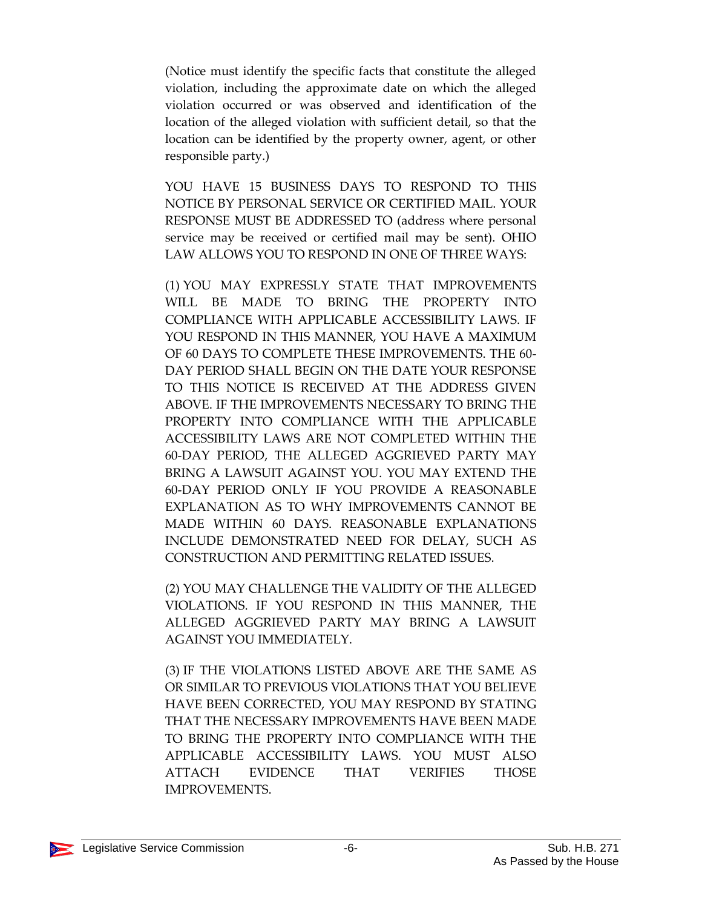(Notice must identify the specific facts that constitute the alleged violation, including the approximate date on which the alleged violation occurred or was observed and identification of the location of the alleged violation with sufficient detail, so that the location can be identified by the property owner, agent, or other responsible party.)

YOU HAVE 15 BUSINESS DAYS TO RESPOND TO THIS NOTICE BY PERSONAL SERVICE OR CERTIFIED MAIL. YOUR RESPONSE MUST BE ADDRESSED TO (address where personal service may be received or certified mail may be sent). OHIO LAW ALLOWS YOU TO RESPOND IN ONE OF THREE WAYS:

(1) YOU MAY EXPRESSLY STATE THAT IMPROVEMENTS WILL BE MADE TO BRING THE PROPERTY INTO COMPLIANCE WITH APPLICABLE ACCESSIBILITY LAWS. IF YOU RESPOND IN THIS MANNER, YOU HAVE A MAXIMUM OF 60 DAYS TO COMPLETE THESE IMPROVEMENTS. THE 60-DAY PERIOD SHALL BEGIN ON THE DATE YOUR RESPONSE TO THIS NOTICE IS RECEIVED AT THE ADDRESS GIVEN ABOVE. IF THE IMPROVEMENTS NECESSARY TO BRING THE PROPERTY INTO COMPLIANCE WITH THE APPLICABLE ACCESSIBILITY LAWS ARE NOT COMPLETED WITHIN THE 60-DAY PERIOD, THE ALLEGED AGGRIEVED PARTY MAY BRING A LAWSUIT AGAINST YOU. YOU MAY EXTEND THE 60-DAY PERIOD ONLY IF YOU PROVIDE A REASONABLE EXPLANATION AS TO WHY IMPROVEMENTS CANNOT BE MADE WITHIN 60 DAYS. REASONABLE EXPLANATIONS INCLUDE DEMONSTRATED NEED FOR DELAY, SUCH AS CONSTRUCTION AND PERMITTING RELATED ISSUES.

(2) YOU MAY CHALLENGE THE VALIDITY OF THE ALLEGED VIOLATIONS. IF YOU RESPOND IN THIS MANNER, THE ALLEGED AGGRIEVED PARTY MAY BRING A LAWSUIT AGAINST YOU IMMEDIATELY.

(3) IF THE VIOLATIONS LISTED ABOVE ARE THE SAME AS OR SIMILAR TO PREVIOUS VIOLATIONS THAT YOU BELIEVE HAVE BEEN CORRECTED, YOU MAY RESPOND BY STATING THAT THE NECESSARY IMPROVEMENTS HAVE BEEN MADE TO BRING THE PROPERTY INTO COMPLIANCE WITH THE APPLICABLE ACCESSIBILITY LAWS. YOU MUST ALSO ATTACH EVIDENCE THAT VERIFIES THOSE IMPROVEMENTS.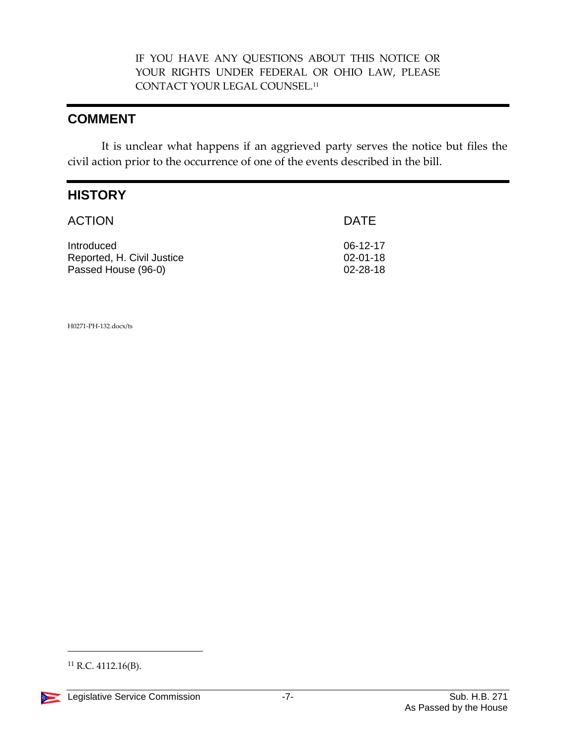IF YOU HAVE ANY QUESTIONS ABOUT THIS NOTICE OR YOUR RIGHTS UNDER FEDERAL OR OHIO LAW, PLEASE CONTACT YOUR LEGAL COUNSEL.[11]

## COMMENT

It is unclear what happens if an aggrieved party serves the notice but files the civil action prior to the occurrence of one of the events described in the bill.

## HISTORY

| ACTION | DATE |
|---|---|
| Introduced | 06-12-17 |
| Reported, H. Civil Justice | 02-01-18 |
| Passed House (96-0) | 02-28-18 |

H0271-PH-132.docx/ts

[11] R.C. 4112.16(B).